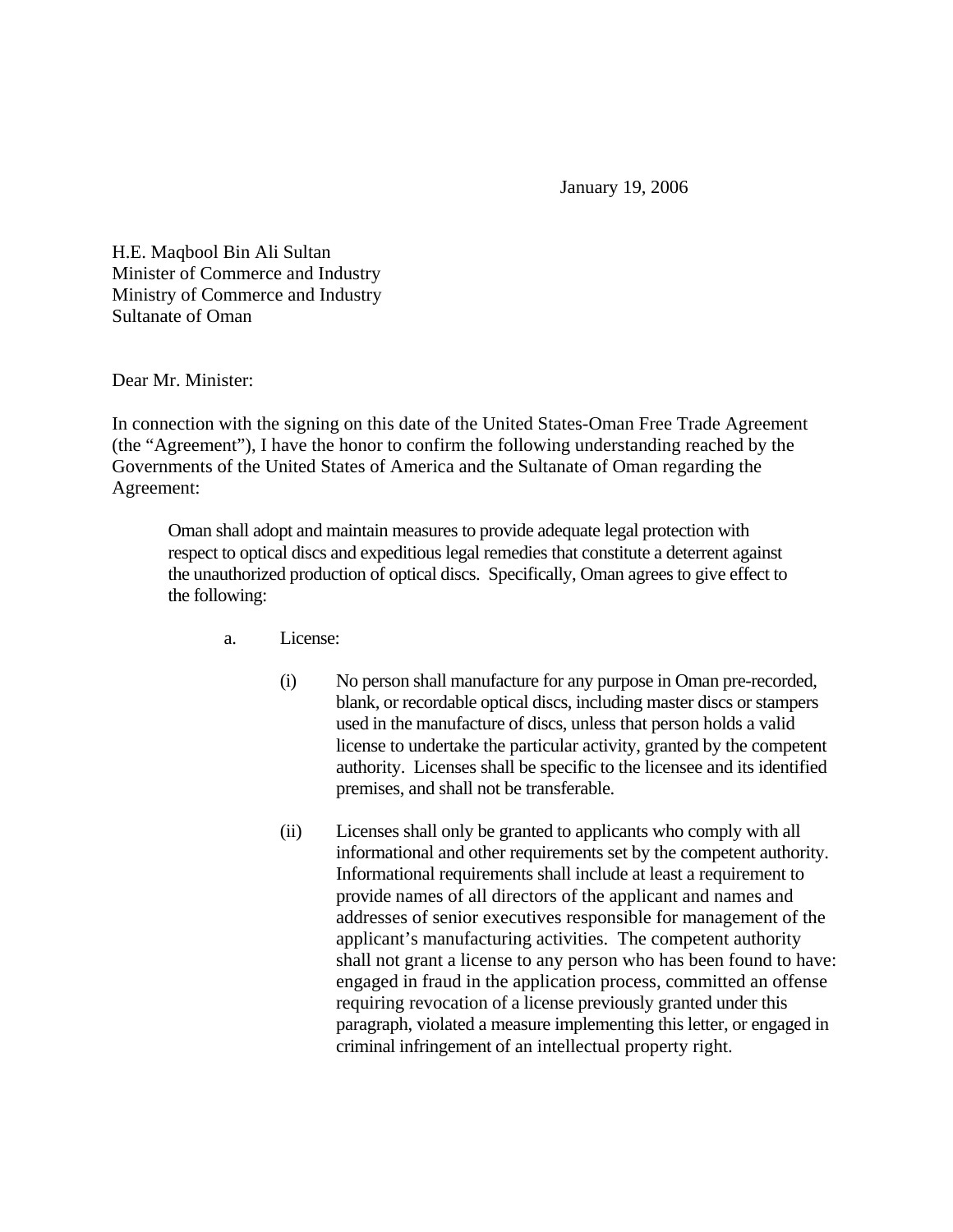January 19, 2006

H.E. Maqbool Bin Ali Sultan
Minister of Commerce and Industry
Ministry of Commerce and Industry
Sultanate of Oman

Dear Mr. Minister:

In connection with the signing on this date of the United States-Oman Free Trade Agreement (the "Agreement"), I have the honor to confirm the following understanding reached by the Governments of the United States of America and the Sultanate of Oman regarding the Agreement:

> Oman shall adopt and maintain measures to provide adequate legal protection with respect to optical discs and expeditious legal remedies that constitute a deterrent against the unauthorized production of optical discs. Specifically, Oman agrees to give effect to the following:
>
> a. License:
>
> (i) No person shall manufacture for any purpose in Oman pre-recorded, blank, or recordable optical discs, including master discs or stampers used in the manufacture of discs, unless that person holds a valid license to undertake the particular activity, granted by the competent authority. Licenses shall be specific to the licensee and its identified premises, and shall not be transferable.
>
> (ii) Licenses shall only be granted to applicants who comply with all informational and other requirements set by the competent authority. Informational requirements shall include at least a requirement to provide names of all directors of the applicant and names and addresses of senior executives responsible for management of the applicant's manufacturing activities. The competent authority shall not grant a license to any person who has been found to have: engaged in fraud in the application process, committed an offense requiring revocation of a license previously granted under this paragraph, violated a measure implementing this letter, or engaged in criminal infringement of an intellectual property right.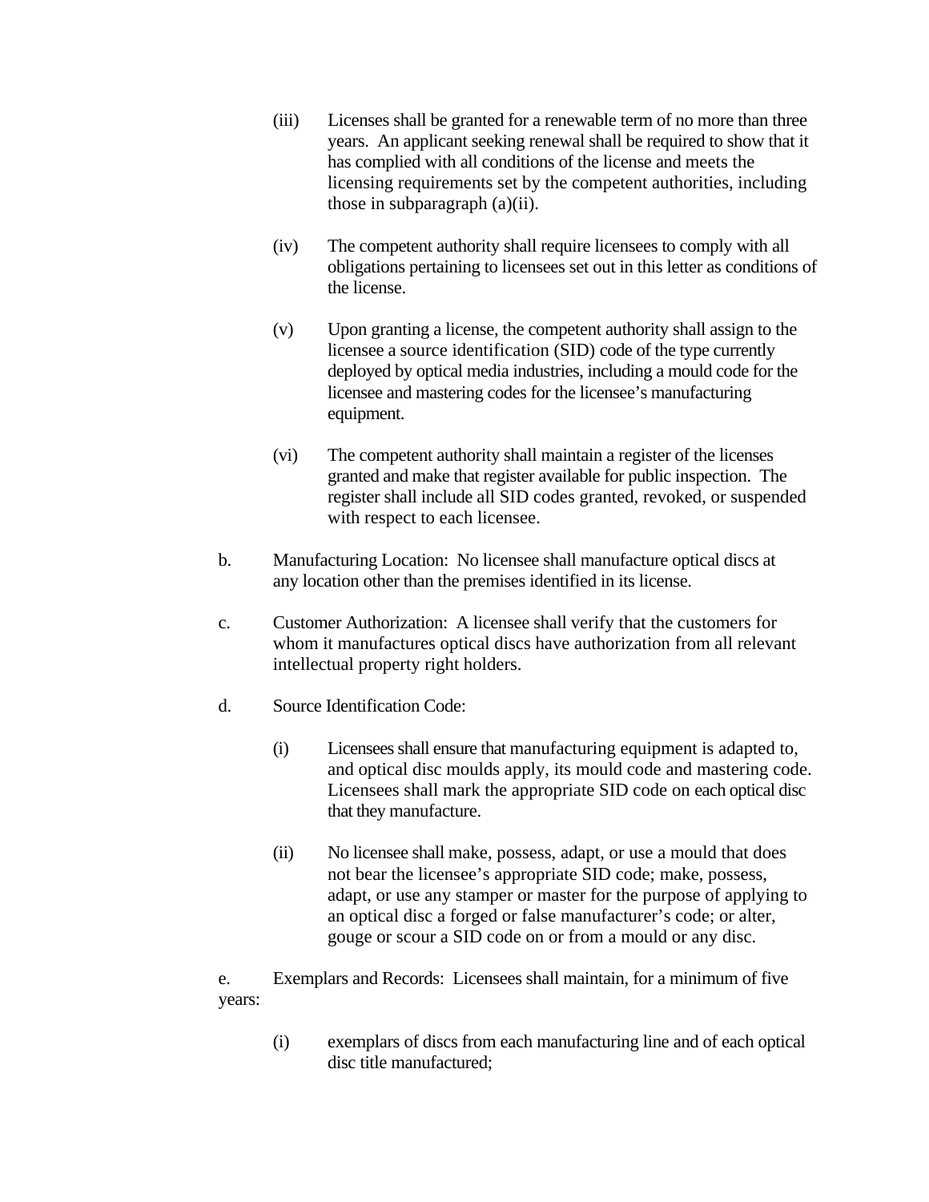(iii) Licenses shall be granted for a renewable term of no more than three years. An applicant seeking renewal shall be required to show that it has complied with all conditions of the license and meets the licensing requirements set by the competent authorities, including those in subparagraph (a)(ii).

(iv) The competent authority shall require licensees to comply with all obligations pertaining to licensees set out in this letter as conditions of the license.

(v) Upon granting a license, the competent authority shall assign to the licensee a source identification (SID) code of the type currently deployed by optical media industries, including a mould code for the licensee and mastering codes for the licensee's manufacturing equipment.

(vi) The competent authority shall maintain a register of the licenses granted and make that register available for public inspection. The register shall include all SID codes granted, revoked, or suspended with respect to each licensee.

b. Manufacturing Location: No licensee shall manufacture optical discs at any location other than the premises identified in its license.

c. Customer Authorization: A licensee shall verify that the customers for whom it manufactures optical discs have authorization from all relevant intellectual property right holders.

d. Source Identification Code:

(i) Licensees shall ensure that manufacturing equipment is adapted to, and optical disc moulds apply, its mould code and mastering code. Licensees shall mark the appropriate SID code on each optical disc that they manufacture.

(ii) No licensee shall make, possess, adapt, or use a mould that does not bear the licensee's appropriate SID code; make, possess, adapt, or use any stamper or master for the purpose of applying to an optical disc a forged or false manufacturer's code; or alter, gouge or scour a SID code on or from a mould or any disc.

e. Exemplars and Records: Licensees shall maintain, for a minimum of five years:

(i) exemplars of discs from each manufacturing line and of each optical disc title manufactured;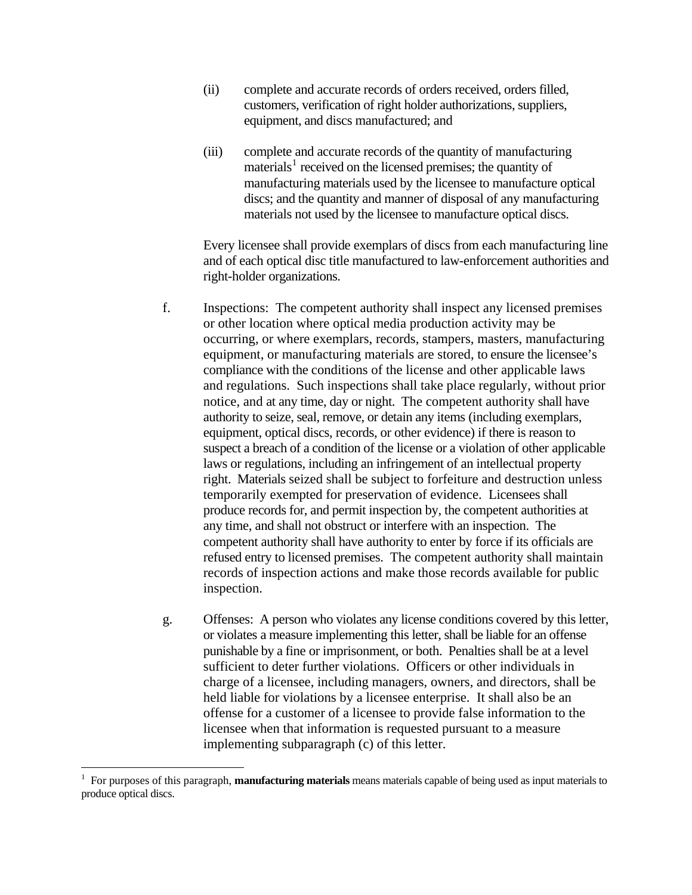(ii) complete and accurate records of orders received, orders filled, customers, verification of right holder authorizations, suppliers, equipment, and discs manufactured; and

(iii) complete and accurate records of the quantity of manufacturing materials[1] received on the licensed premises; the quantity of manufacturing materials used by the licensee to manufacture optical discs; and the quantity and manner of disposal of any manufacturing materials not used by the licensee to manufacture optical discs.

Every licensee shall provide exemplars of discs from each manufacturing line and of each optical disc title manufactured to law-enforcement authorities and right-holder organizations.

f. Inspections: The competent authority shall inspect any licensed premises or other location where optical media production activity may be occurring, or where exemplars, records, stampers, masters, manufacturing equipment, or manufacturing materials are stored, to ensure the licensee's compliance with the conditions of the license and other applicable laws and regulations. Such inspections shall take place regularly, without prior notice, and at any time, day or night. The competent authority shall have authority to seize, seal, remove, or detain any items (including exemplars, equipment, optical discs, records, or other evidence) if there is reason to suspect a breach of a condition of the license or a violation of other applicable laws or regulations, including an infringement of an intellectual property right. Materials seized shall be subject to forfeiture and destruction unless temporarily exempted for preservation of evidence. Licensees shall produce records for, and permit inspection by, the competent authorities at any time, and shall not obstruct or interfere with an inspection. The competent authority shall have authority to enter by force if its officials are refused entry to licensed premises. The competent authority shall maintain records of inspection actions and make those records available for public inspection.

g. Offenses: A person who violates any license conditions covered by this letter, or violates a measure implementing this letter, shall be liable for an offense punishable by a fine or imprisonment, or both. Penalties shall be at a level sufficient to deter further violations. Officers or other individuals in charge of a licensee, including managers, owners, and directors, shall be held liable for violations by a licensee enterprise. It shall also be an offense for a customer of a licensee to provide false information to the licensee when that information is requested pursuant to a measure implementing subparagraph (c) of this letter.

---

[1] For purposes of this paragraph, **manufacturing materials** means materials capable of being used as input materials to produce optical discs.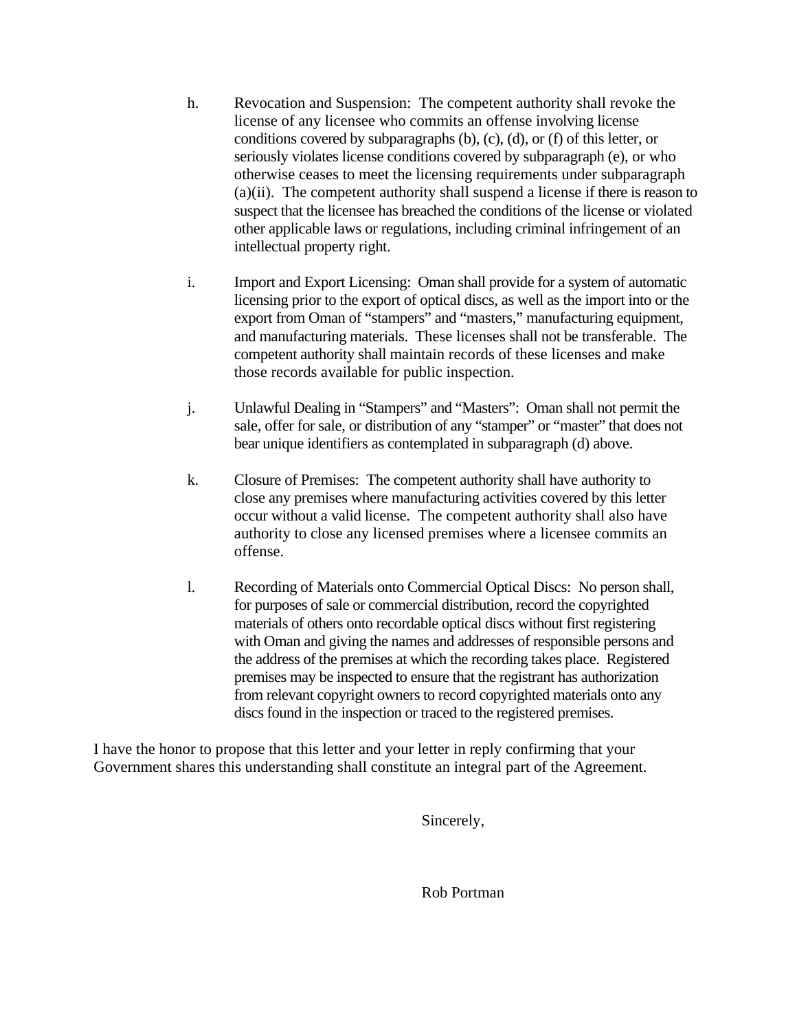h. Revocation and Suspension: The competent authority shall revoke the license of any licensee who commits an offense involving license conditions covered by subparagraphs (b), (c), (d), or (f) of this letter, or seriously violates license conditions covered by subparagraph (e), or who otherwise ceases to meet the licensing requirements under subparagraph (a)(ii). The competent authority shall suspend a license if there is reason to suspect that the licensee has breached the conditions of the license or violated other applicable laws or regulations, including criminal infringement of an intellectual property right.

i. Import and Export Licensing: Oman shall provide for a system of automatic licensing prior to the export of optical discs, as well as the import into or the export from Oman of "stampers" and "masters," manufacturing equipment, and manufacturing materials. These licenses shall not be transferable. The competent authority shall maintain records of these licenses and make those records available for public inspection.

j. Unlawful Dealing in "Stampers" and "Masters": Oman shall not permit the sale, offer for sale, or distribution of any "stamper" or "master" that does not bear unique identifiers as contemplated in subparagraph (d) above.

k. Closure of Premises: The competent authority shall have authority to close any premises where manufacturing activities covered by this letter occur without a valid license. The competent authority shall also have authority to close any licensed premises where a licensee commits an offense.

l. Recording of Materials onto Commercial Optical Discs: No person shall, for purposes of sale or commercial distribution, record the copyrighted materials of others onto recordable optical discs without first registering with Oman and giving the names and addresses of responsible persons and the address of the premises at which the recording takes place. Registered premises may be inspected to ensure that the registrant has authorization from relevant copyright owners to record copyrighted materials onto any discs found in the inspection or traced to the registered premises.

I have the honor to propose that this letter and your letter in reply confirming that your Government shares this understanding shall constitute an integral part of the Agreement.

Sincerely,

Rob Portman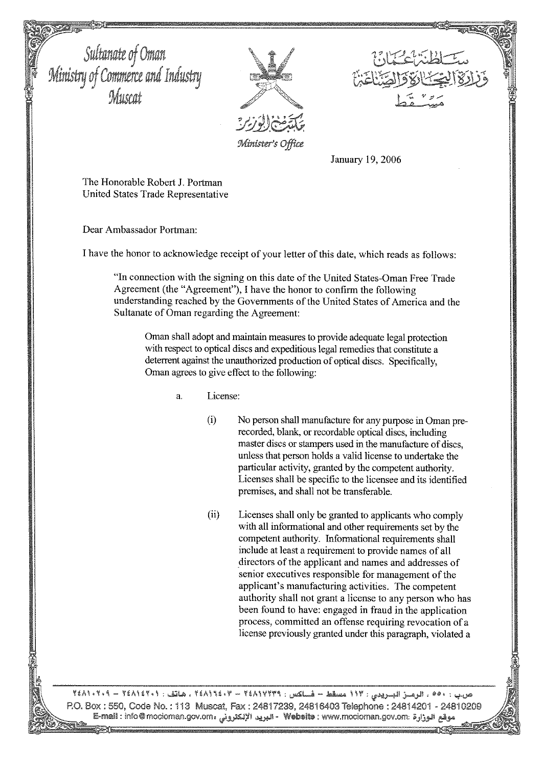Sultanate of Oman
Ministry of Commerce and Industry
Muscat

سلطنة عُمان
وزارة التجارة والصناعة
مسقط

مكتب الوزير
Minister's Office

January 19, 2006

The Honorable Robert J. Portman
United States Trade Representative

Dear Ambassador Portman:

I have the honor to acknowledge receipt of your letter of this date, which reads as follows:

> "In connection with the signing on this date of the United States-Oman Free Trade Agreement (the "Agreement"), I have the honor to confirm the following understanding reached by the Governments of the United States of America and the Sultanate of Oman regarding the Agreement:
>
> Oman shall adopt and maintain measures to provide adequate legal protection with respect to optical discs and expeditious legal remedies that constitute a deterrent against the unauthorized production of optical discs. Specifically, Oman agrees to give effect to the following:
>
> a. License:
>
> (i) No person shall manufacture for any purpose in Oman pre-recorded, blank, or recordable optical discs, including master discs or stampers used in the manufacture of discs, unless that person holds a valid license to undertake the particular activity, granted by the competent authority. Licenses shall be specific to the licensee and its identified premises, and shall not be transferable.
>
> (ii) Licenses shall only be granted to applicants who comply with all informational and other requirements set by the competent authority. Informational requirements shall include at least a requirement to provide names of all directors of the applicant and names and addresses of senior executives responsible for management of the applicant's manufacturing activities. The competent authority shall not grant a license to any person who has been found to have: engaged in fraud in the application process, committed an offense requiring revocation of a license previously granted under this paragraph, violated a

ص.ب : ٥٥٠ ، الرمز البريدي : ١١٣ مسقط – فاكس : ٢٤٨١٧٢٣٩ – ٢٤٨١٦٤٠٣ ، هاتف : ٢٤٨١٤٢٠١ – ٢٤٨١٠٢٠٩

P.O. Box : 550, Code No. : 113 Muscat, Fax : 24817239, 24816403 Telephone : 24814201 - 24810209

E-mail : info@mocioman.gov.om، البريد الإلكتروني - Website : www.mocioman.gov.om: موقع الوزارة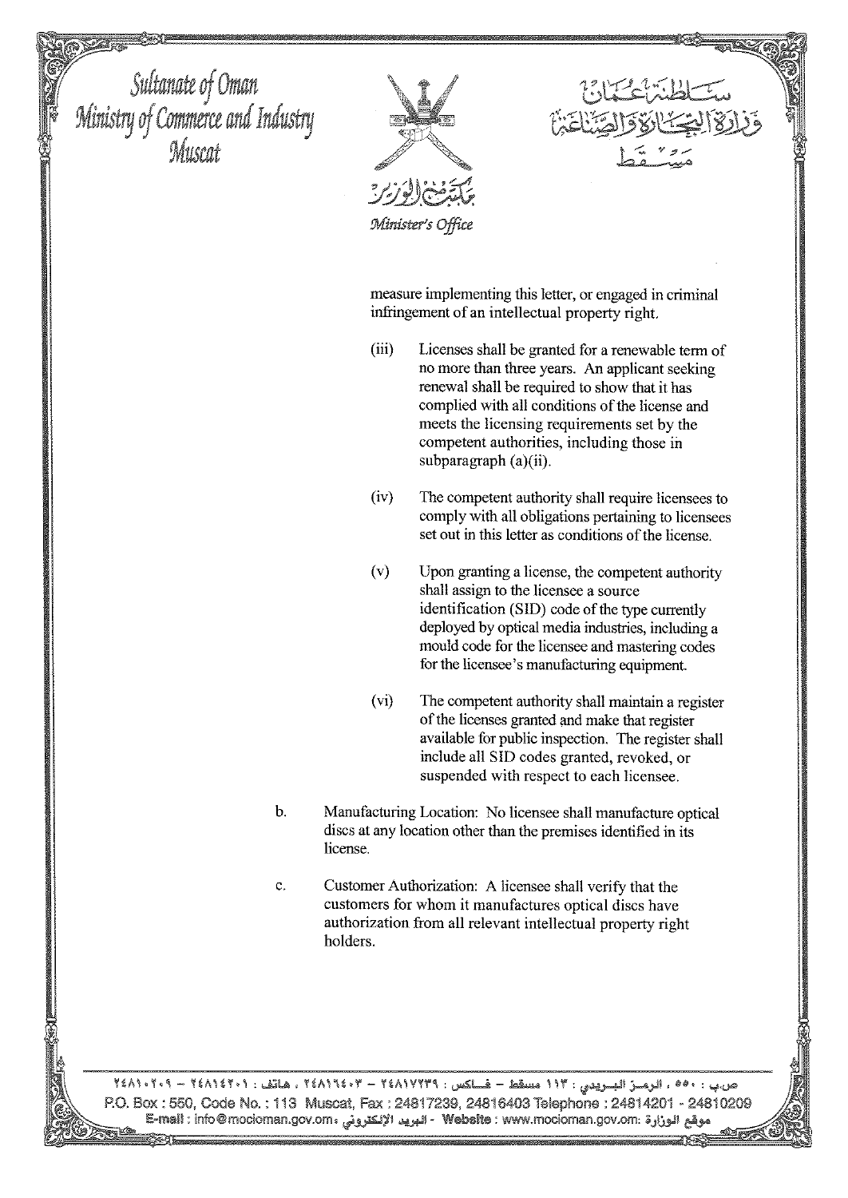measure implementing this letter, or engaged in criminal infringement of an intellectual property right.

(iii) Licenses shall be granted for a renewable term of no more than three years. An applicant seeking renewal shall be required to show that it has complied with all conditions of the license and meets the licensing requirements set by the competent authorities, including those in subparagraph (a)(ii).

(iv) The competent authority shall require licensees to comply with all obligations pertaining to licensees set out in this letter as conditions of the license.

(v) Upon granting a license, the competent authority shall assign to the licensee a source identification (SID) code of the type currently deployed by optical media industries, including a mould code for the licensee and mastering codes for the licensee's manufacturing equipment.

(vi) The competent authority shall maintain a register of the licenses granted and make that register available for public inspection. The register shall include all SID codes granted, revoked, or suspended with respect to each licensee.

b. Manufacturing Location: No licensee shall manufacture optical discs at any location other than the premises identified in its license.

c. Customer Authorization: A licensee shall verify that the customers for whom it manufactures optical discs have authorization from all relevant intellectual property right holders.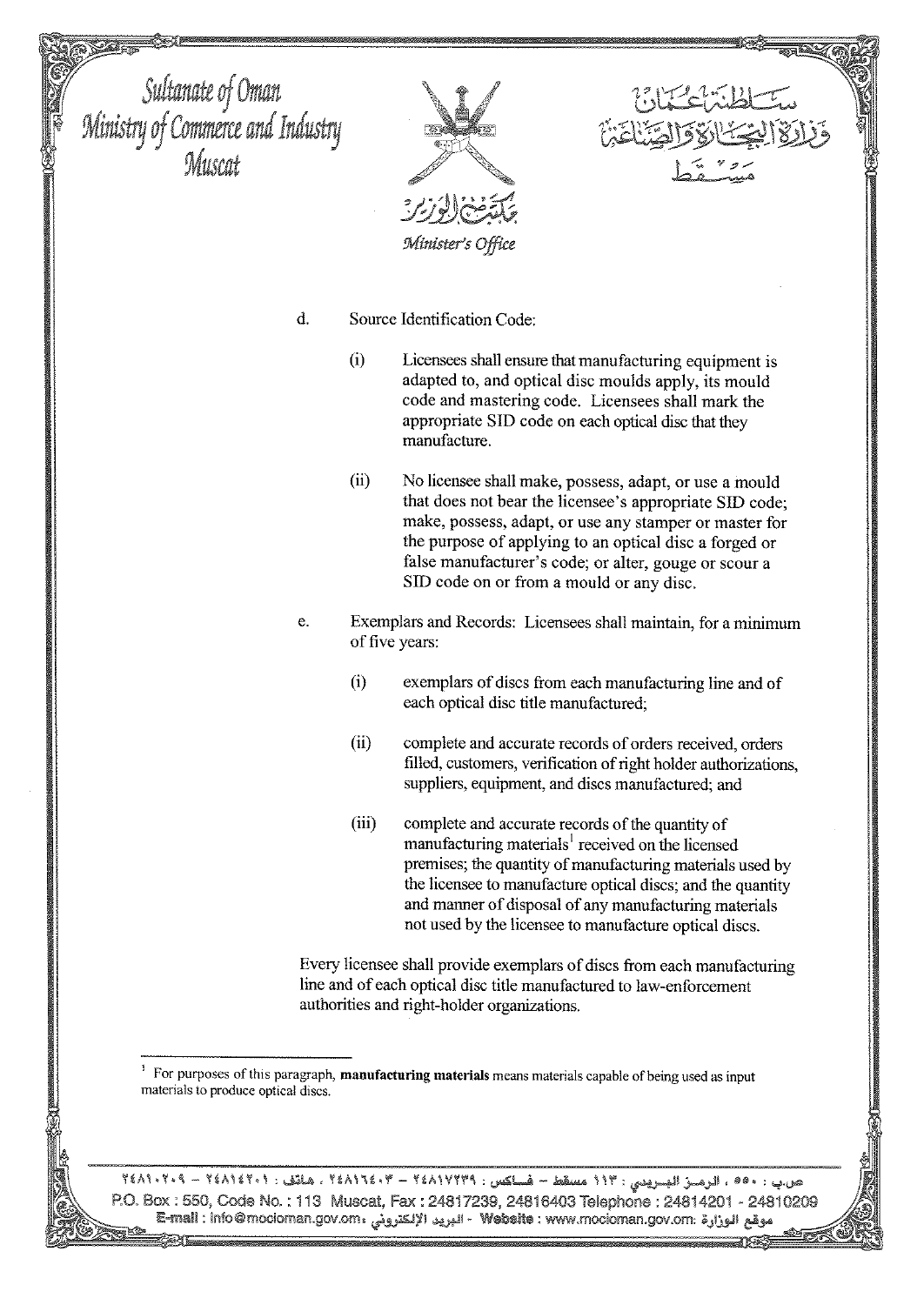d. Source Identification Code:

(i) Licensees shall ensure that manufacturing equipment is adapted to, and optical disc moulds apply, its mould code and mastering code. Licensees shall mark the appropriate SID code on each optical disc that they manufacture.

(ii) No licensee shall make, possess, adapt, or use a mould that does not bear the licensee's appropriate SID code; make, possess, adapt, or use any stamper or master for the purpose of applying to an optical disc a forged or false manufacturer's code; or alter, gouge or scour a SID code on or from a mould or any disc.

e. Exemplars and Records: Licensees shall maintain, for a minimum of five years:

(i) exemplars of discs from each manufacturing line and of each optical disc title manufactured;

(ii) complete and accurate records of orders received, orders filled, customers, verification of right holder authorizations, suppliers, equipment, and discs manufactured; and

(iii) complete and accurate records of the quantity of manufacturing materials[1] received on the licensed premises; the quantity of manufacturing materials used by the licensee to manufacture optical discs; and the quantity and manner of disposal of any manufacturing materials not used by the licensee to manufacture optical discs.

Every licensee shall provide exemplars of discs from each manufacturing line and of each optical disc title manufactured to law-enforcement authorities and right-holder organizations.

[1] For purposes of this paragraph, **manufacturing materials** means materials capable of being used as input materials to produce optical discs.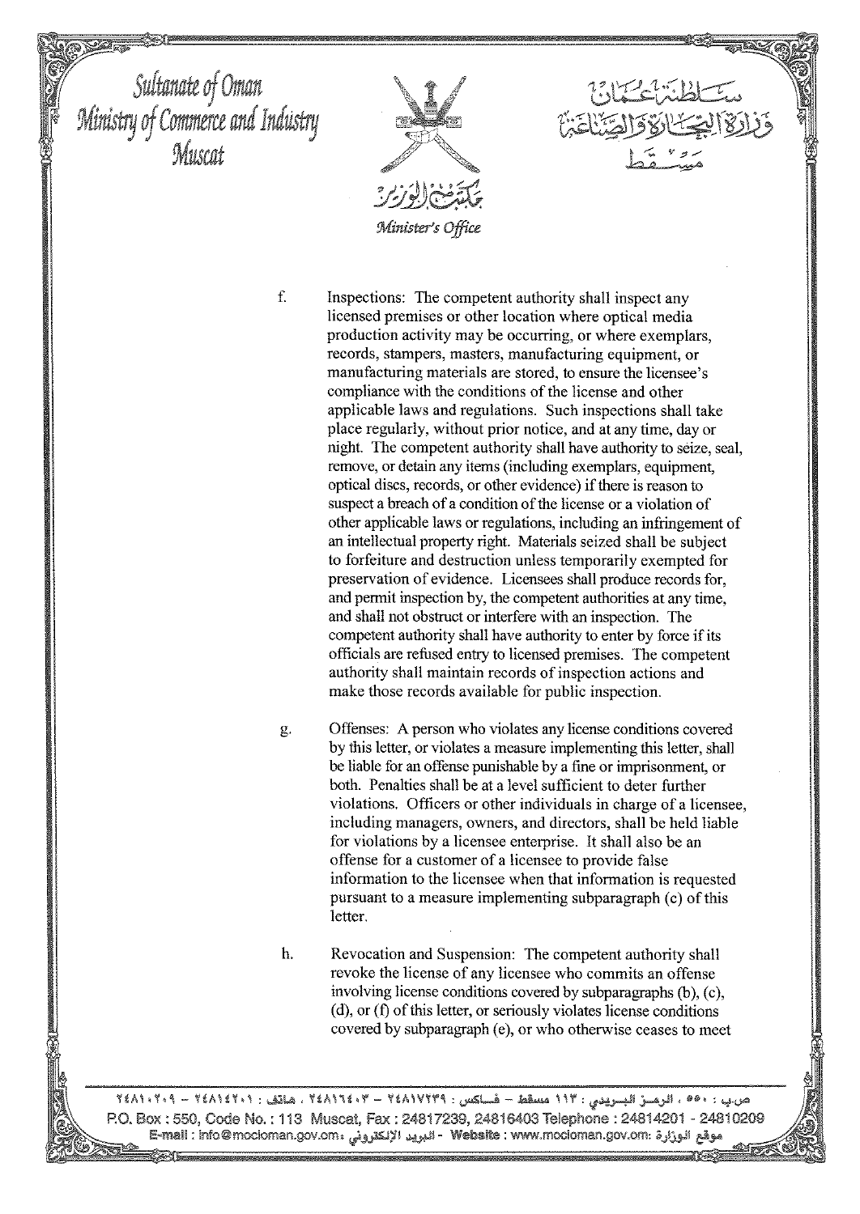f. Inspections: The competent authority shall inspect any licensed premises or other location where optical media production activity may be occurring, or where exemplars, records, stampers, masters, manufacturing equipment, or manufacturing materials are stored, to ensure the licensee's compliance with the conditions of the license and other applicable laws and regulations. Such inspections shall take place regularly, without prior notice, and at any time, day or night. The competent authority shall have authority to seize, seal, remove, or detain any items (including exemplars, equipment, optical discs, records, or other evidence) if there is reason to suspect a breach of a condition of the license or a violation of other applicable laws or regulations, including an infringement of an intellectual property right. Materials seized shall be subject to forfeiture and destruction unless temporarily exempted for preservation of evidence. Licensees shall produce records for, and permit inspection by, the competent authorities at any time, and shall not obstruct or interfere with an inspection. The competent authority shall have authority to enter by force if its officials are refused entry to licensed premises. The competent authority shall maintain records of inspection actions and make those records available for public inspection.

g. Offenses: A person who violates any license conditions covered by this letter, or violates a measure implementing this letter, shall be liable for an offense punishable by a fine or imprisonment, or both. Penalties shall be at a level sufficient to deter further violations. Officers or other individuals in charge of a licensee, including managers, owners, and directors, shall be held liable for violations by a licensee enterprise. It shall also be an offense for a customer of a licensee to provide false information to the licensee when that information is requested pursuant to a measure implementing subparagraph (c) of this letter.

h. Revocation and Suspension: The competent authority shall revoke the license of any licensee who commits an offense involving license conditions covered by subparagraphs (b), (c), (d), or (f) of this letter, or seriously violates license conditions covered by subparagraph (e), or who otherwise ceases to meet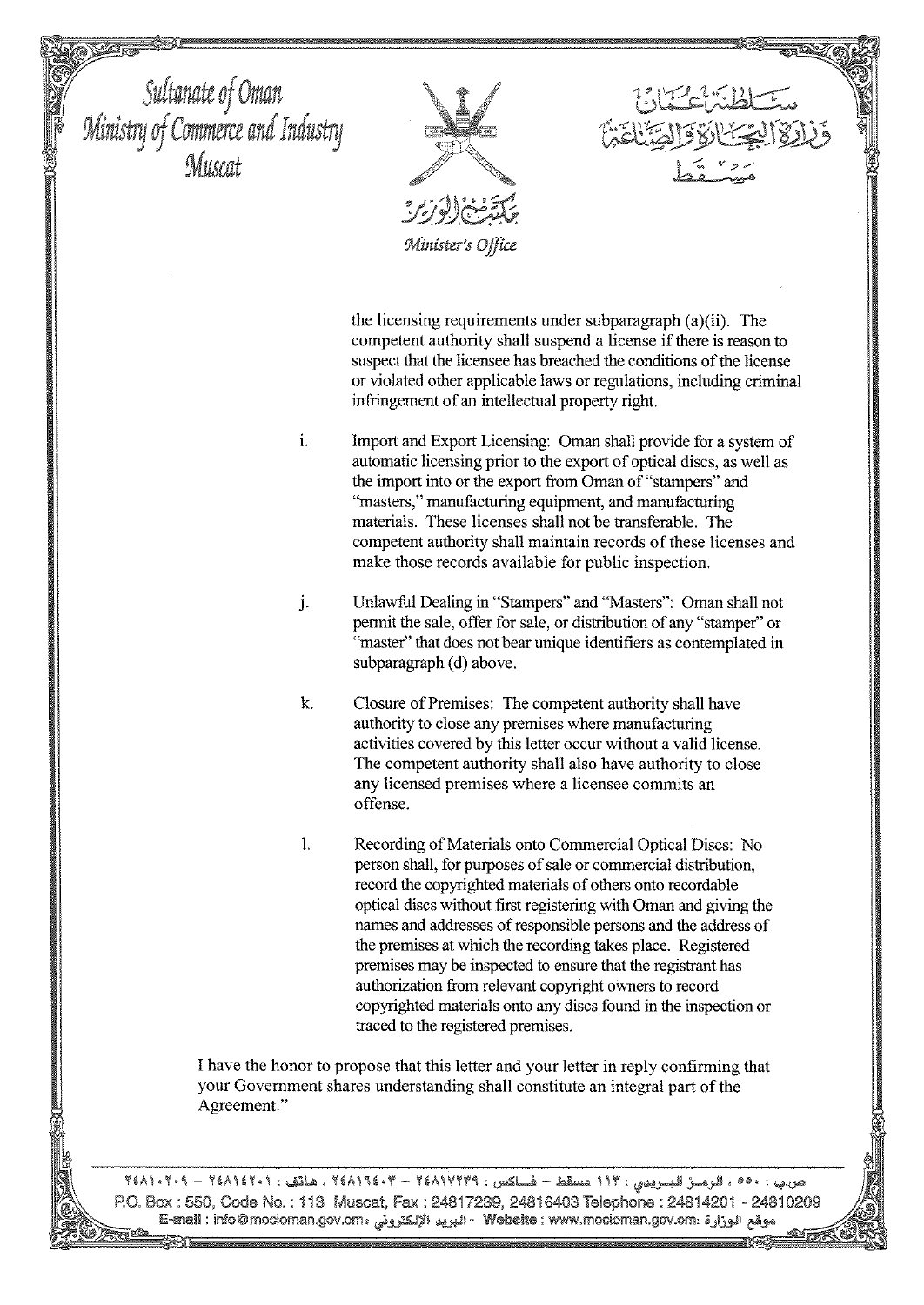the licensing requirements under subparagraph (a)(ii). The competent authority shall suspend a license if there is reason to suspect that the licensee has breached the conditions of the license or violated other applicable laws or regulations, including criminal infringement of an intellectual property right.

i. Import and Export Licensing: Oman shall provide for a system of automatic licensing prior to the export of optical discs, as well as the import into or the export from Oman of "stampers" and "masters," manufacturing equipment, and manufacturing materials. These licenses shall not be transferable. The competent authority shall maintain records of these licenses and make those records available for public inspection.

j. Unlawful Dealing in "Stampers" and "Masters": Oman shall not permit the sale, offer for sale, or distribution of any "stamper" or "master" that does not bear unique identifiers as contemplated in subparagraph (d) above.

k. Closure of Premises: The competent authority shall have authority to close any premises where manufacturing activities covered by this letter occur without a valid license. The competent authority shall also have authority to close any licensed premises where a licensee commits an offense.

l. Recording of Materials onto Commercial Optical Discs: No person shall, for purposes of sale or commercial distribution, record the copyrighted materials of others onto recordable optical discs without first registering with Oman and giving the names and addresses of responsible persons and the address of the premises at which the recording takes place. Registered premises may be inspected to ensure that the registrant has authorization from relevant copyright owners to record copyrighted materials onto any discs found in the inspection or traced to the registered premises.

I have the honor to propose that this letter and your letter in reply confirming that your Government shares understanding shall constitute an integral part of the Agreement."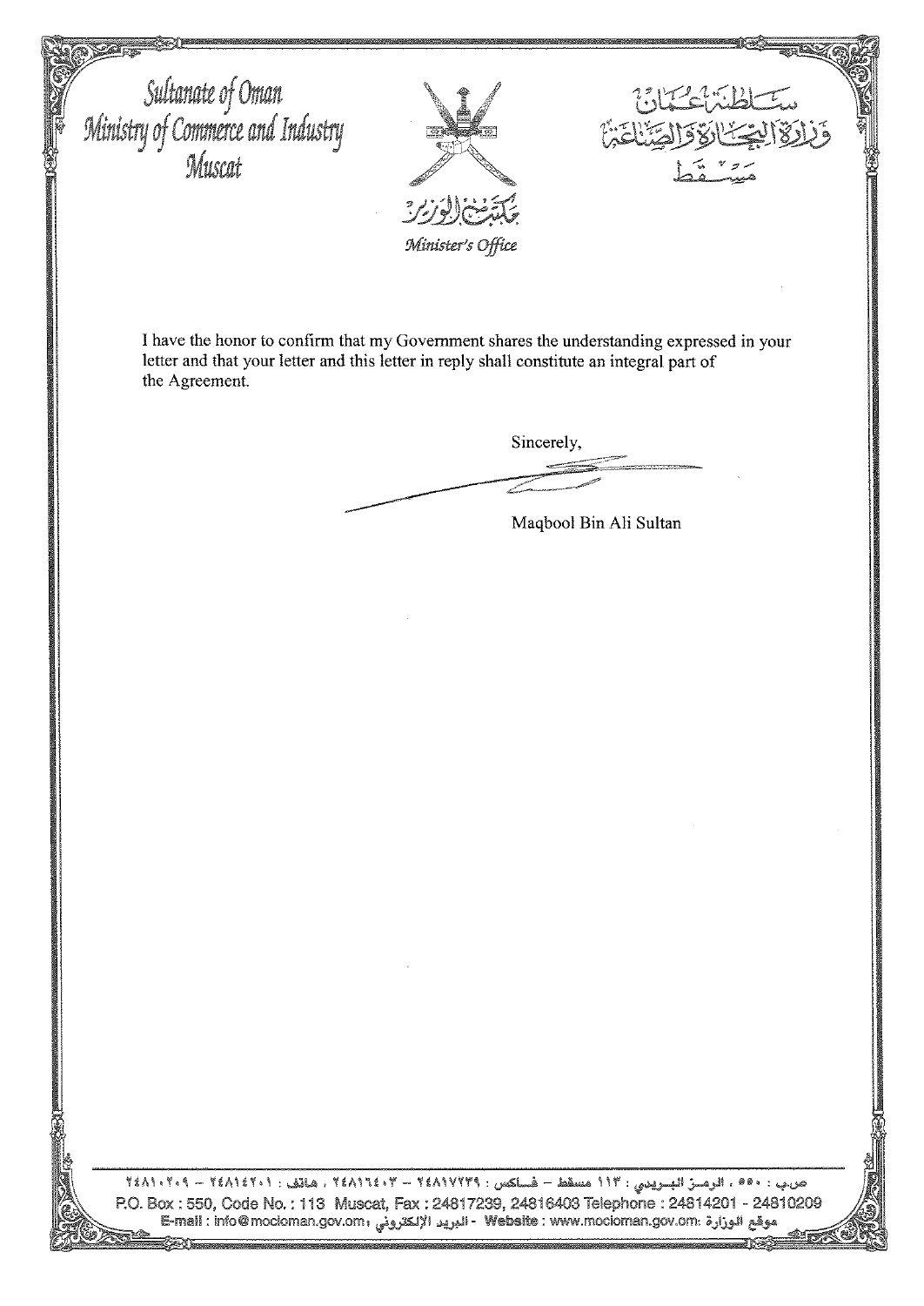Sultanate of Oman
Ministry of Commerce and Industry
Muscat

سلطنة عمان
وزارة التجارة والصناعة
مسقط

مكتب الوزير
Minister's Office

I have the honor to confirm that my Government shares the understanding expressed in your letter and that your letter and this letter in reply shall constitute an integral part of the Agreement.

Sincerely,

Maqbool Bin Ali Sultan

ص.ب : ٥٥٠ ، الرمز البريدي : ١١٣ مسقط – فاكس : ٢٤٨١٧٢٣٩ – ٢٤٨١٦٤٠٣ ، هاتف : ٢٤٨١٤٢٠١ – ٢٤٨١٠٢٠٩

P.O. Box : 550, Code No. : 113 Muscat, Fax : 24817239, 24816403 Telephone : 24814201 - 24810209

E-mail : info@mocioman.gov.om، البريد الإلكتروني - Website : www.mocioman.gov.om: موقع الوزارة